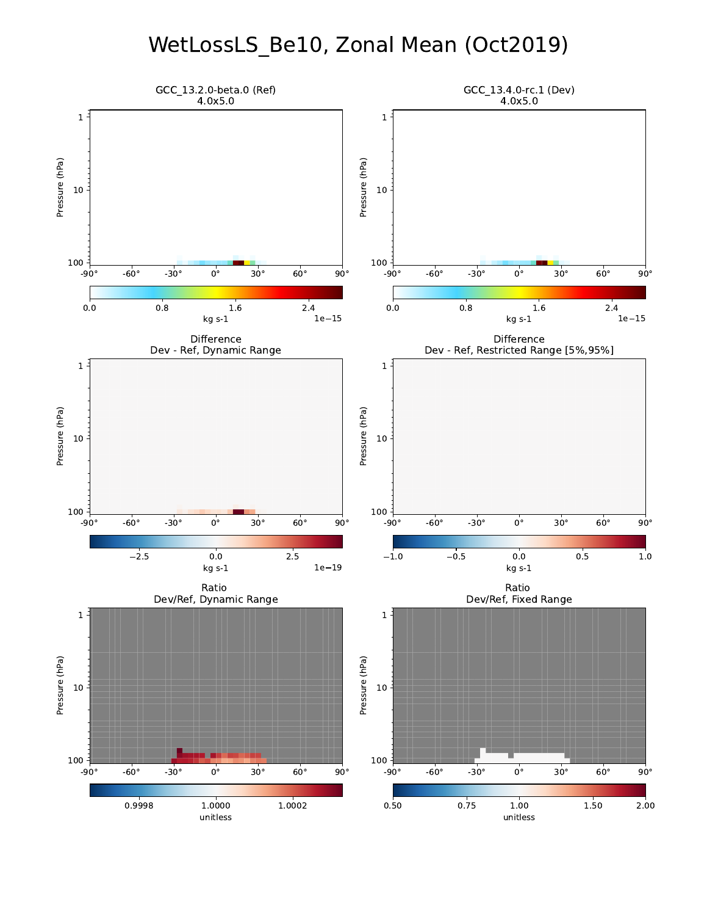# WetLossLS_Be10, Zonal Mean (Oct2019)

GCC_13.2.0-beta.0 (Ref)
4.0x5.0

GCC_13.4.0-rc.1 (Dev)
4.0x5.0

Pressure (hPa)

kg s-1 1e−15

Difference
Dev - Ref, Dynamic Range

kg s-1 1e−19

Difference
Dev - Ref, Restricted Range [5%,95%]

kg s-1

Ratio
Dev/Ref, Dynamic Range

unitless

Ratio
Dev/Ref, Fixed Range

unitless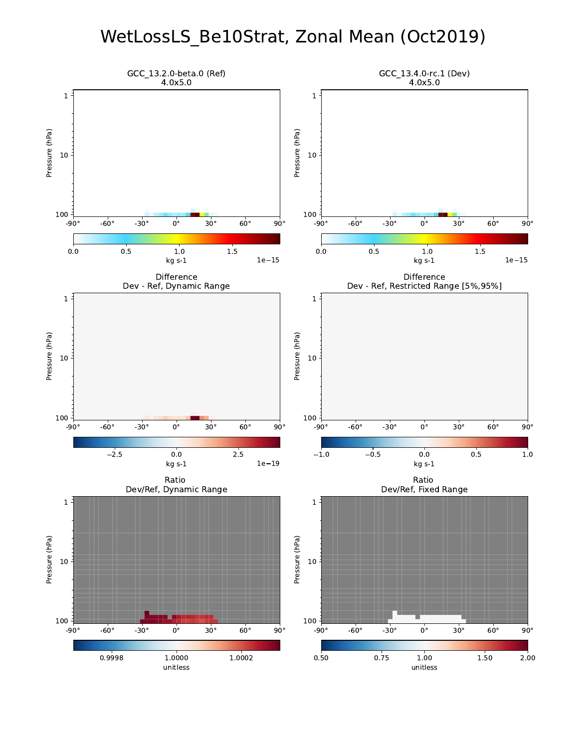# WetLossLS_Be10Strat, Zonal Mean (Oct2019)

GCC_13.2.0-beta.0 (Ref)
4.0x5.0

GCC_13.4.0-rc.1 (Dev)
4.0x5.0

Difference
Dev - Ref, Dynamic Range

Difference
Dev - Ref, Restricted Range [5%,95%]

Ratio
Dev/Ref, Dynamic Range

Ratio
Dev/Ref, Fixed Range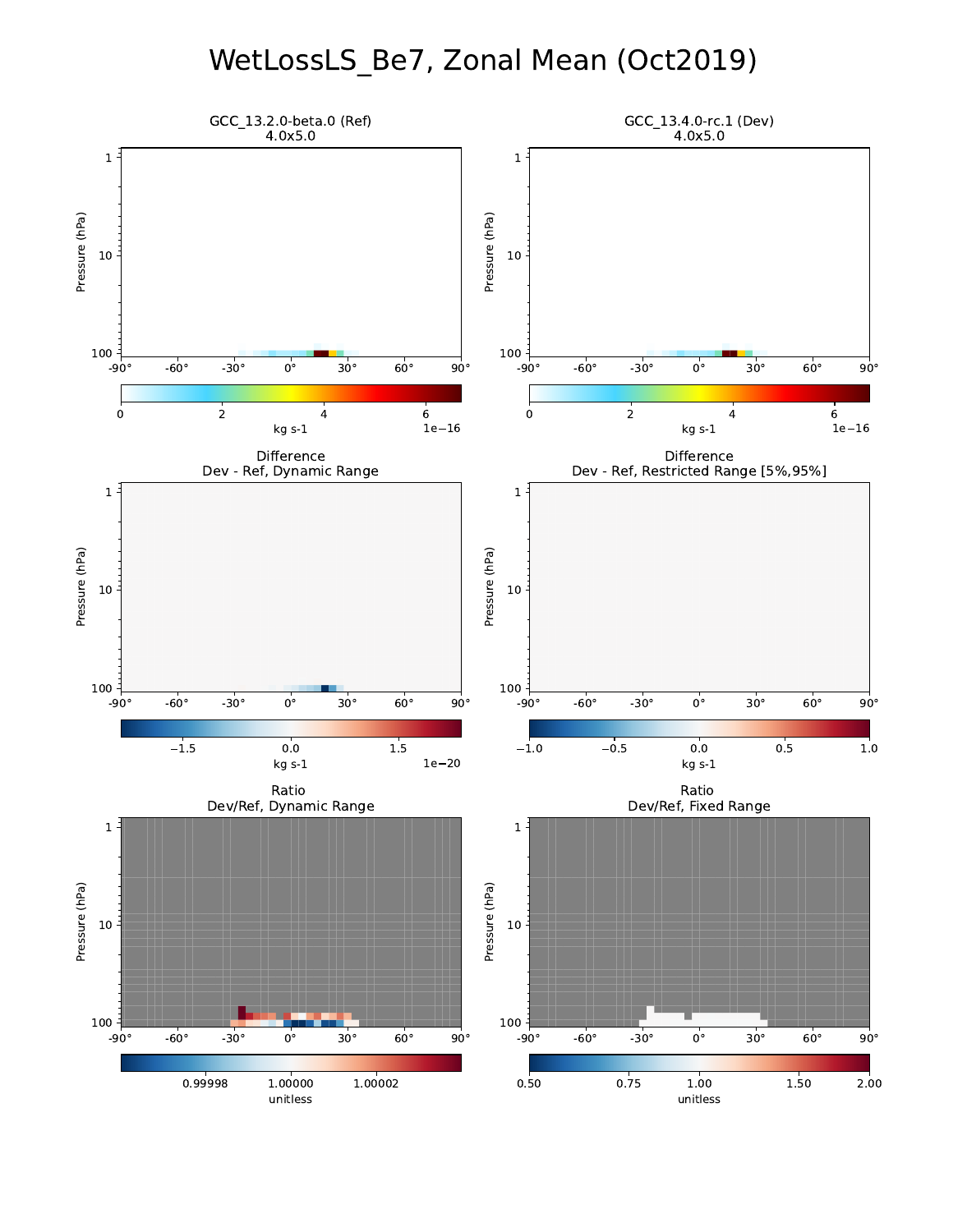# WetLossLS_Be7, Zonal Mean (Oct2019)

GCC_13.2.0-beta.0 (Ref)
4.0x5.0

GCC_13.4.0-rc.1 (Dev)
4.0x5.0

Pressure (hPa)

kg s-1 1e−16

Difference
Dev - Ref, Dynamic Range

kg s-1 1e−20

Difference
Dev - Ref, Restricted Range [5%,95%]

kg s-1

Ratio
Dev/Ref, Dynamic Range

unitless

Ratio
Dev/Ref, Fixed Range

unitless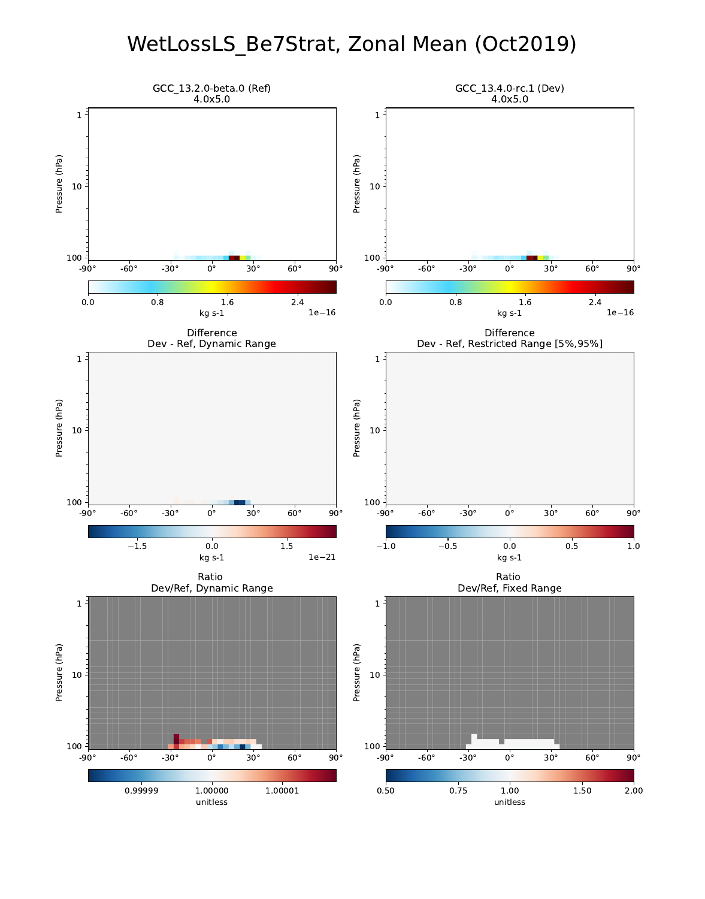# WetLossLS_Be7Strat, Zonal Mean (Oct2019)

GCC_13.2.0-beta.0 (Ref)
4.0x5.0

GCC_13.4.0-rc.1 (Dev)
4.0x5.0

Difference
Dev - Ref, Dynamic Range

Difference
Dev - Ref, Restricted Range [5%,95%]

Ratio
Dev/Ref, Dynamic Range

Ratio
Dev/Ref, Fixed Range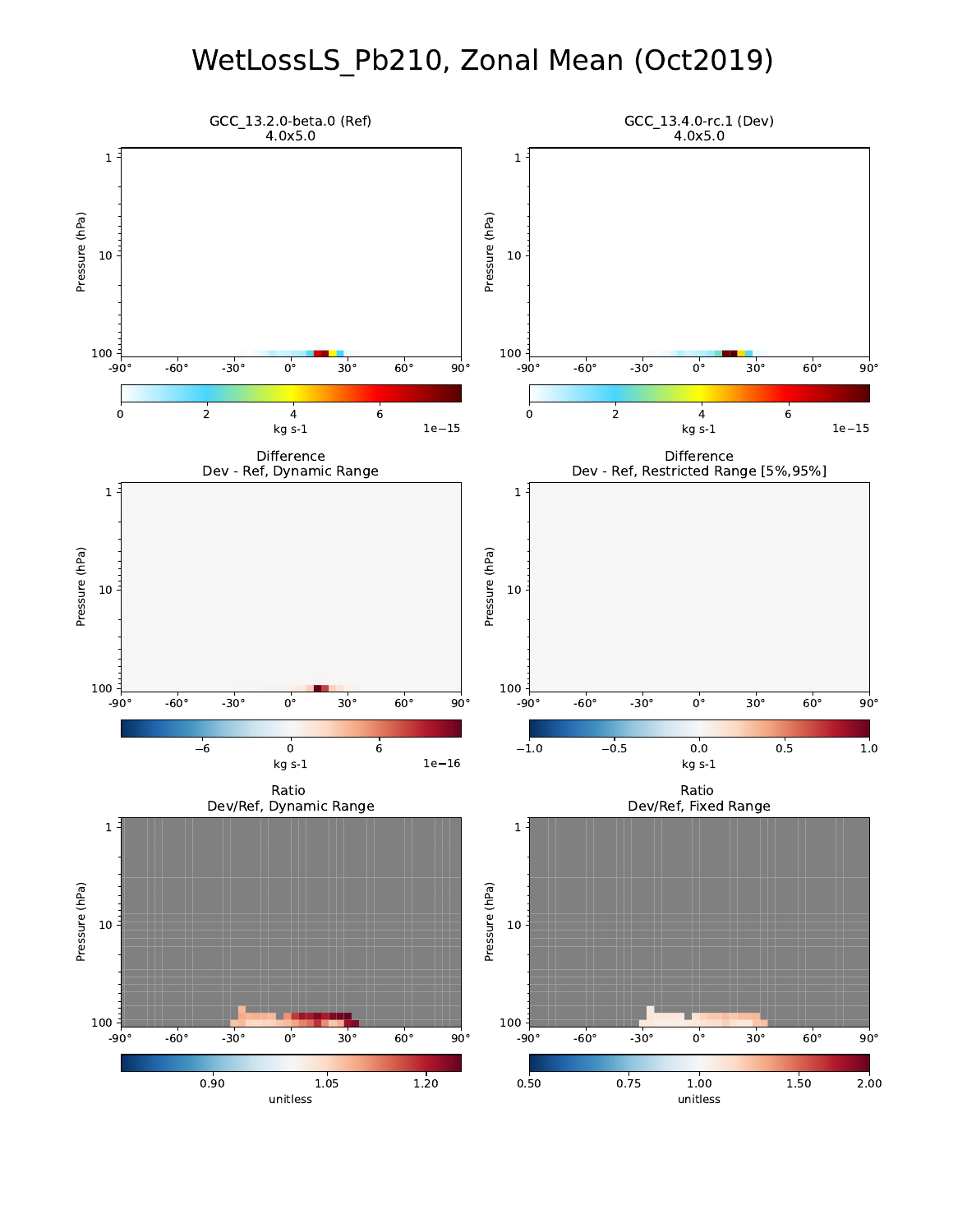# WetLossLS_Pb210, Zonal Mean (Oct2019)

GCC_13.2.0-beta.0 (Ref)
4.0x5.0

GCC_13.4.0-rc.1 (Dev)
4.0x5.0

Difference
Dev - Ref, Dynamic Range

Difference
Dev - Ref, Restricted Range [5%,95%]

Ratio
Dev/Ref, Dynamic Range

Ratio
Dev/Ref, Fixed Range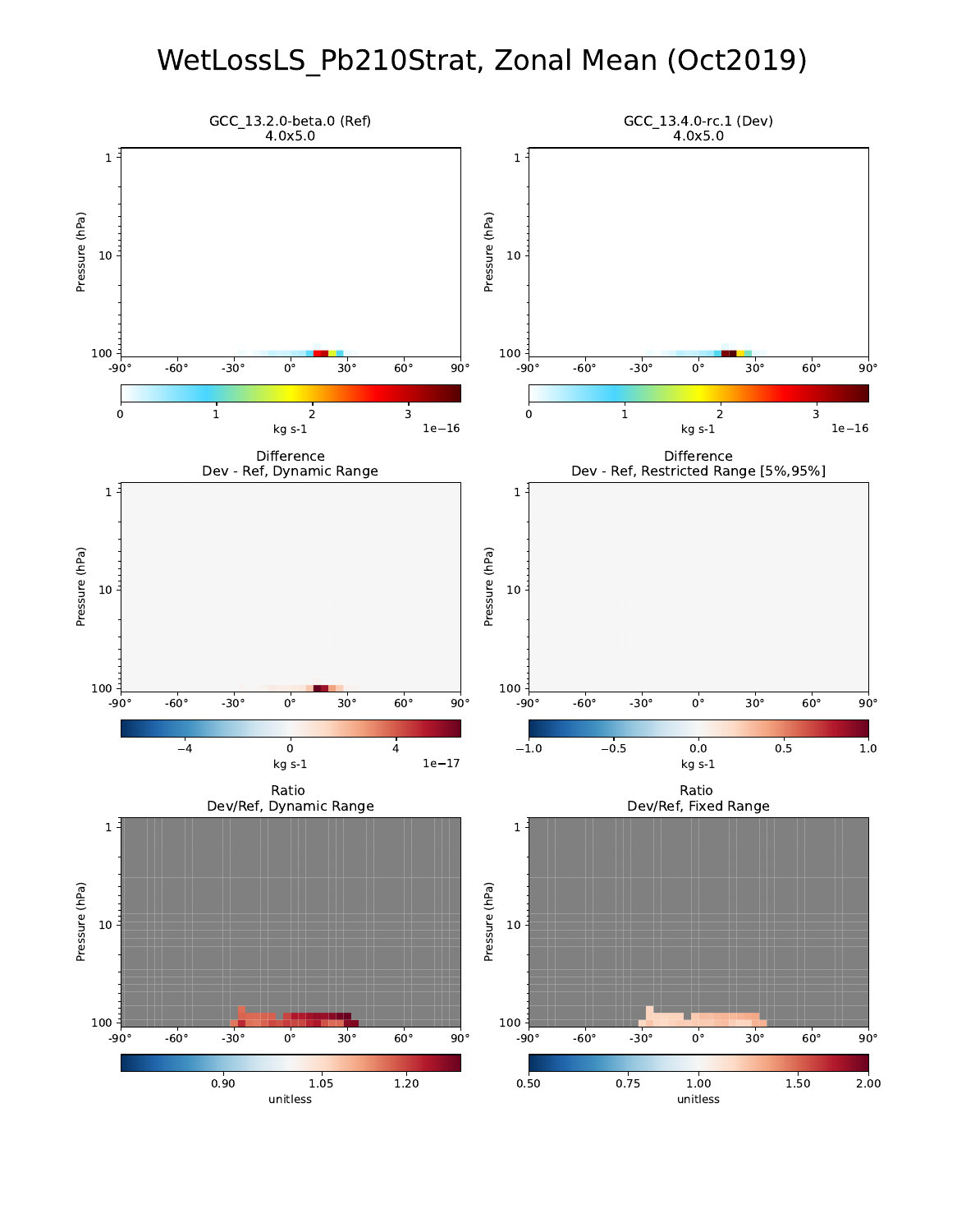# WetLossLS_Pb210Strat, Zonal Mean (Oct2019)

GCC_13.2.0-beta.0 (Ref)
4.0x5.0

Pressure (hPa)
1
10
100
-90° -60° -30° 0° 30° 60° 90°
0 1 2 3
kg s-1
1e−16

GCC_13.4.0-rc.1 (Dev)
4.0x5.0

Pressure (hPa)
1
10
100
-90° -60° -30° 0° 30° 60° 90°
0 1 2 3
kg s-1
1e−16

Difference
Dev - Ref, Dynamic Range

Pressure (hPa)
1
10
100
-90° -60° -30° 0° 30° 60° 90°
−4 0 4
kg s-1
1e−17

Difference
Dev - Ref, Restricted Range [5%,95%]

Pressure (hPa)
1
10
100
-90° -60° -30° 0° 30° 60° 90°
−1.0 −0.5 0.0 0.5 1.0
kg s-1

Ratio
Dev/Ref, Dynamic Range

Pressure (hPa)
1
10
100
-90° -60° -30° 0° 30° 60° 90°
0.90 1.05 1.20
unitless

Ratio
Dev/Ref, Fixed Range

Pressure (hPa)
1
10
100
-90° -60° -30° 0° 30° 60° 90°
0.50 0.75 1.00 1.50 2.00
unitless